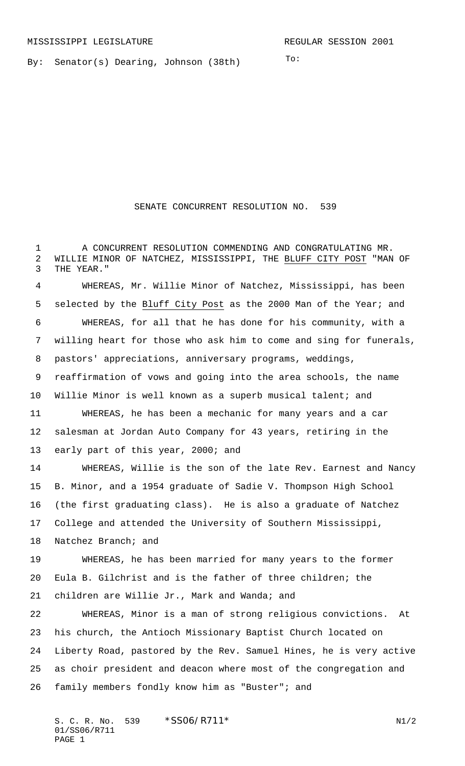MISSISSIPPI LEGISLATURE

REGULAR SESSION 2001

By: Senator(s) Dearing, Johnson (38th)

To:

# SENATE CONCURRENT RESOLUTION NO. 539

A CONCURRENT RESOLUTION COMMENDING AND CONGRATULATING MR. WILLIE MINOR OF NATCHEZ, MISSISSIPPI, THE BLUFF CITY POST "MAN OF THE YEAR."

WHEREAS, Mr. Willie Minor of Natchez, Mississippi, has been selected by the Bluff City Post as the 2000 Man of the Year; and

WHEREAS, for all that he has done for his community, with a willing heart for those who ask him to come and sing for funerals, pastors' appreciations, anniversary programs, weddings, reaffirmation of vows and going into the area schools, the name Willie Minor is well known as a superb musical talent; and

WHEREAS, he has been a mechanic for many years and a car salesman at Jordan Auto Company for 43 years, retiring in the early part of this year, 2000; and

WHEREAS, Willie is the son of the late Rev. Earnest and Nancy B. Minor, and a 1954 graduate of Sadie V. Thompson High School (the first graduating class). He is also a graduate of Natchez College and attended the University of Southern Mississippi, Natchez Branch; and

WHEREAS, he has been married for many years to the former Eula B. Gilchrist and is the father of three children; the children are Willie Jr., Mark and Wanda; and

WHEREAS, Minor is a man of strong religious convictions. At his church, the Antioch Missionary Baptist Church located on Liberty Road, pastored by the Rev. Samuel Hines, he is very active as choir president and deacon where most of the congregation and family members fondly know him as "Buster"; and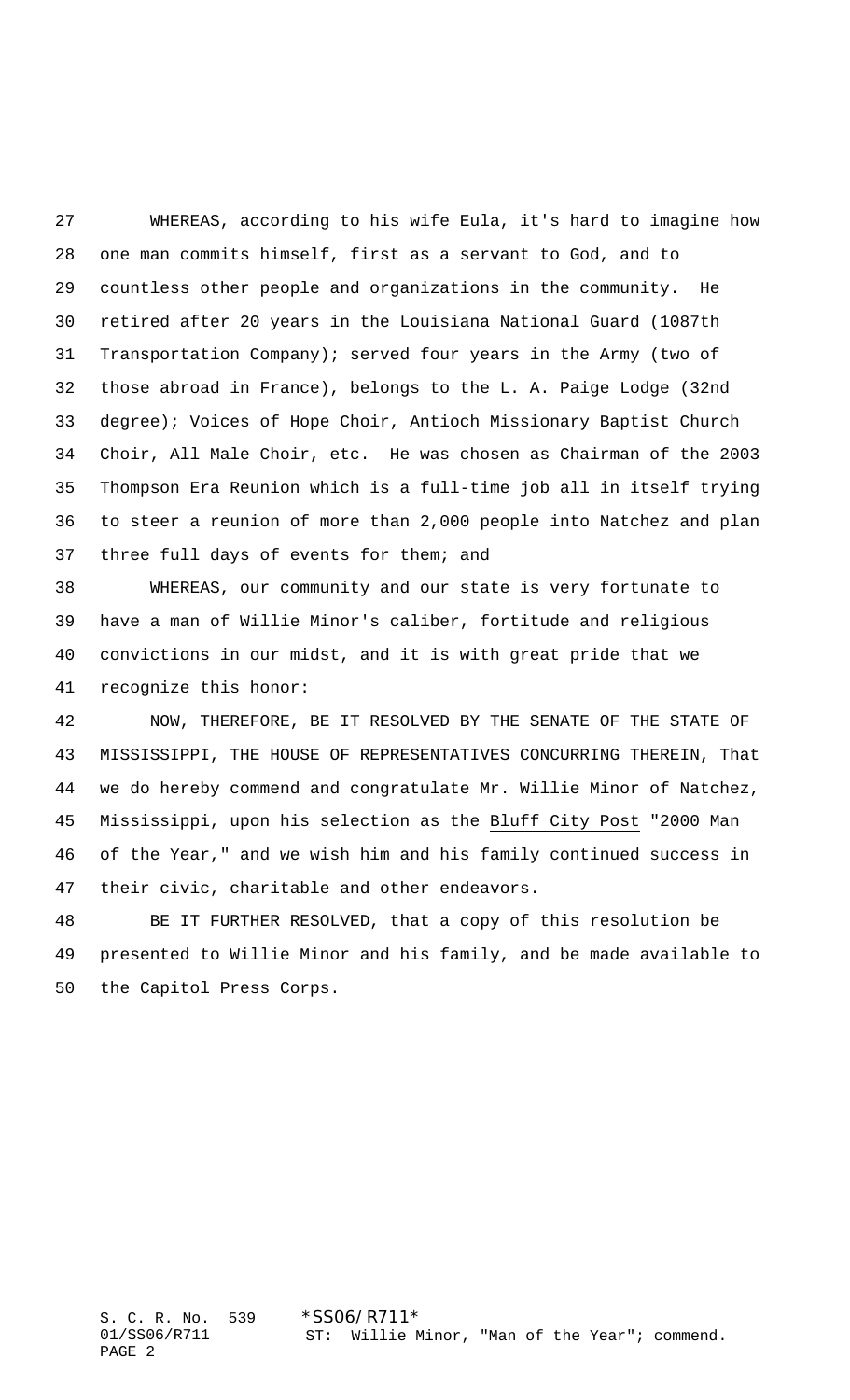WHEREAS, according to his wife Eula, it's hard to imagine how one man commits himself, first as a servant to God, and to countless other people and organizations in the community. He retired after 20 years in the Louisiana National Guard (1087th Transportation Company); served four years in the Army (two of those abroad in France), belongs to the L. A. Paige Lodge (32nd degree); Voices of Hope Choir, Antioch Missionary Baptist Church Choir, All Male Choir, etc. He was chosen as Chairman of the 2003 Thompson Era Reunion which is a full-time job all in itself trying to steer a reunion of more than 2,000 people into Natchez and plan three full days of events for them; and

WHEREAS, our community and our state is very fortunate to have a man of Willie Minor's caliber, fortitude and religious convictions in our midst, and it is with great pride that we recognize this honor:

NOW, THEREFORE, BE IT RESOLVED BY THE SENATE OF THE STATE OF MISSISSIPPI, THE HOUSE OF REPRESENTATIVES CONCURRING THEREIN, That we do hereby commend and congratulate Mr. Willie Minor of Natchez, Mississippi, upon his selection as the Bluff City Post "2000 Man of the Year," and we wish him and his family continued success in their civic, charitable and other endeavors.

BE IT FURTHER RESOLVED, that a copy of this resolution be presented to Willie Minor and his family, and be made available to the Capitol Press Corps.